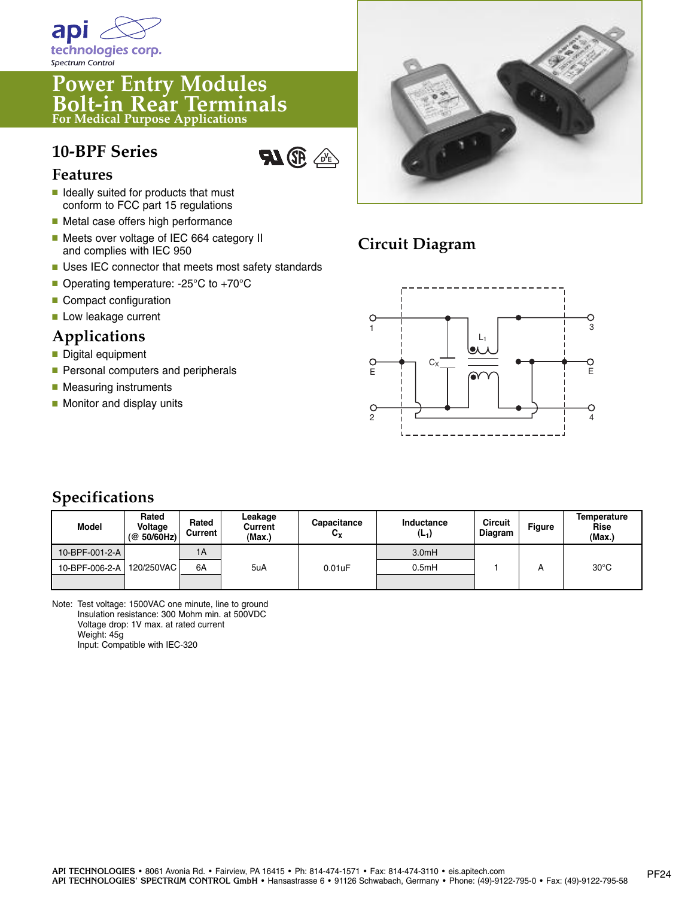api technologies corp.
Spectrum Control

# Power Entry Modules
# Bolt-in Rear Terminals
For Medical Purpose Applications

## 10-BPF Series

### Features

- Ideally suited for products that must conform to FCC part 15 regulations
- Metal case offers high performance
- Meets over voltage of IEC 664 category II and complies with IEC 950
- Uses IEC connector that meets most safety standards
- Operating temperature: -25°C to +70°C
- Compact configuration
- Low leakage current

### Applications

- Digital equipment
- Personal computers and peripherals
- Measuring instruments
- Monitor and display units

## Circuit Diagram

1, E, 2, 3, E, 4, $C_X$, $L_1$

## Specifications

| Model | Rated Voltage (@ 50/60Hz) | Rated Current | Leakage Current (Max.) | Capacitance $C_X$ | Inductance ($L_1$) | Circuit Diagram | Figure | Temperature Rise (Max.) |
|---|---|---|---|---|---|---|---|---|
| 10-BPF-001-2-A | 120/250VAC | 1A | 5uA | 0.01uF | 3.0mH | 1 | A | 30°C |
| 10-BPF-006-2-A | | 6A | | | 0.5mH | | | |

Note: Test voltage: 1500VAC one minute, line to ground
Insulation resistance: 300 Mohm min. at 500VDC
Voltage drop: 1V max. at rated current
Weight: 45g
Input: Compatible with IEC-320

**API TECHNOLOGIES** • 8061 Avonia Rd. • Fairview, PA 16415 • Ph: 814-474-1571 • Fax: 814-474-3110 • eis.apitech.com
**API TECHNOLOGIES' SPECTRUM CONTROL GmbH** • Hansastrasse 6 • 91126 Schwabach, Germany • Phone: (49)-9122-795-0 • Fax: (49)-9122-795-58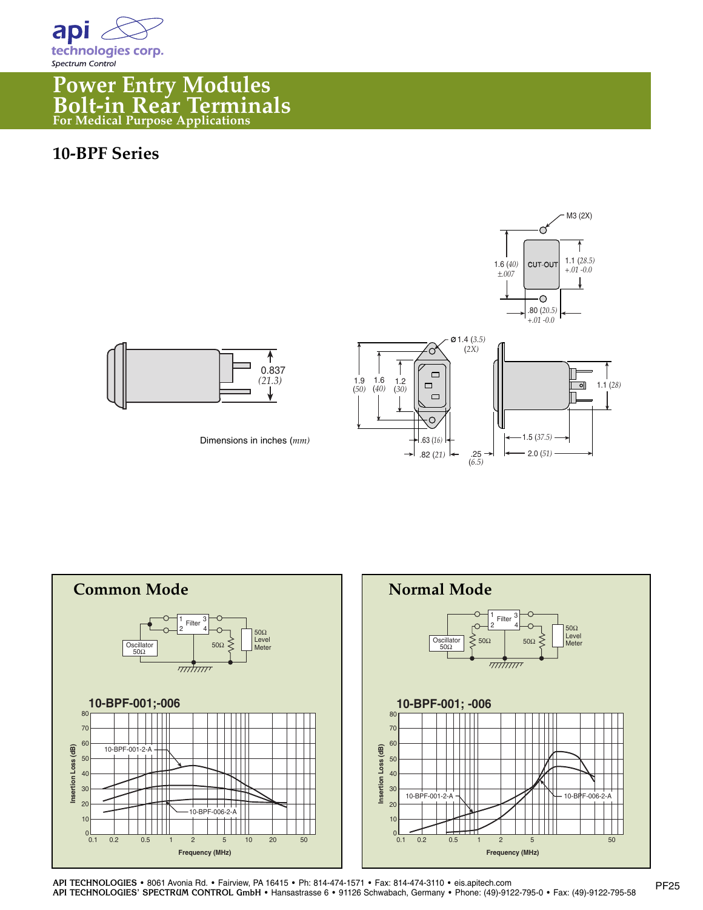api technologies corp.
Spectrum Control

# Power Entry Modules Bolt-in Rear Terminals

For Medical Purpose Applications

## 10-BPF Series

M3 (2X)

1.6 (*40*) ±.007

CUT-OUT

1.1 (*28.5*) *+.01 -0.0*

.80 (*20.5*) *+.01 -0.0*

0.837 (*21.3*)

Ø 1.4 (*3.5*) (*2X*)

1.9 (*50*)

1.6 (*40*)

1.2 (*30*)

.63 (*16*)

.82 (*21*)

.25 (*6.5*)

1.1 (*28*)

1.5 (*37.5*)

2.0 (*51*)

Dimensions in inches (*mm*)

## Common Mode

Oscillator 50Ω

Filter 1 2 3 4

50Ω

50Ω Level Meter

**10-BPF-001;-006**

Insertion Loss (dB)

80 70 60 50 40 30 20 10 0

10-BPF-001-2-A

10-BPF-006-2-A

0.1 0.2 0.5 1 2 5 10 20 50

Frequency (MHz)

## Normal Mode

Oscillator 50Ω

Filter 1 2 3 4

50Ω

50Ω

50Ω Level Meter

**10-BPF-001; -006**

Insertion Loss (dB)

80 70 60 50 40 30 20 10 0

10-BPF-001-2-A

10-BPF-006-2-A

0.1 0.2 0.5 1 2 5 50

Frequency (MHz)

API TECHNOLOGIES • 8061 Avonia Rd. • Fairview, PA 16415 • Ph: 814-474-1571 • Fax: 814-474-3110 • eis.apitech.com
API TECHNOLOGIES' SPECTRUM CONTROL GmbH • Hansastrasse 6 • 91126 Schwabach, Germany • Phone: (49)-9122-795-0 • Fax: (49)-9122-795-58